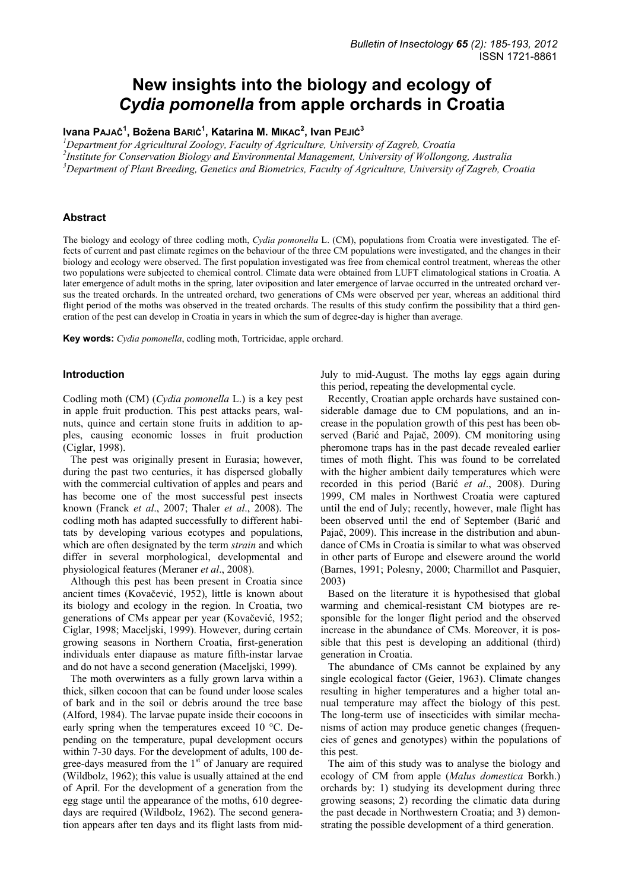# New insights into the biology and ecology of *Cydia pomonella* from apple orchards in Croatia

**Ivana Pajač[1], Božena Barić[1], Katarina M. Mikac[2], Ivan Pejić[3]**

[1]*Department for Agricultural Zoology, Faculty of Agriculture, University of Zagreb, Croatia*
[2]*Institute for Conservation Biology and Environmental Management, University of Wollongong, Australia*
[3]*Department of Plant Breeding, Genetics and Biometrics, Faculty of Agriculture, University of Zagreb, Croatia*

## Abstract

The biology and ecology of three codling moth, *Cydia pomonella* L. (CM), populations from Croatia were investigated. The effects of current and past climate regimes on the behaviour of the three CM populations were investigated, and the changes in their biology and ecology were observed. The first population investigated was free from chemical control treatment, whereas the other two populations were subjected to chemical control. Climate data were obtained from LUFT climatological stations in Croatia. A later emergence of adult moths in the spring, later oviposition and later emergence of larvae occurred in the untreated orchard versus the treated orchards. In the untreated orchard, two generations of CMs were observed per year, whereas an additional third flight period of the moths was observed in the treated orchards. The results of this study confirm the possibility that a third generation of the pest can develop in Croatia in years in which the sum of degree-day is higher than average.

**Key words:** *Cydia pomonella*, codling moth, Tortricidae, apple orchard.

## Introduction

Codling moth (CM) (*Cydia pomonella* L.) is a key pest in apple fruit production. This pest attacks pears, walnuts, quince and certain stone fruits in addition to apples, causing economic losses in fruit production (Ciglar, 1998).

The pest was originally present in Eurasia; however, during the past two centuries, it has dispersed globally with the commercial cultivation of apples and pears and has become one of the most successful pest insects known (Franck *et al*., 2007; Thaler *et al*., 2008). The codling moth has adapted successfully to different habitats by developing various ecotypes and populations, which are often designated by the term *strain* and which differ in several morphological, developmental and physiological features (Meraner *et al*., 2008).

Although this pest has been present in Croatia since ancient times (Kovačević, 1952), little is known about its biology and ecology in the region. In Croatia, two generations of CMs appear per year (Kovačević, 1952; Ciglar, 1998; Maceljski, 1999). However, during certain growing seasons in Northern Croatia, first-generation individuals enter diapause as mature fifth-instar larvae and do not have a second generation (Maceljski, 1999).

The moth overwinters as a fully grown larva within a thick, silken cocoon that can be found under loose scales of bark and in the soil or debris around the tree base (Alford, 1984). The larvae pupate inside their cocoons in early spring when the temperatures exceed 10 °C. Depending on the temperature, pupal development occurs within 7-30 days. For the development of adults, 100 degree-days measured from the 1st of January are required (Wildbolz, 1962); this value is usually attained at the end of April. For the development of a generation from the egg stage until the appearance of the moths, 610 degree-days are required (Wildbolz, 1962). The second generation appears after ten days and its flight lasts from mid-July to mid-August. The moths lay eggs again during this period, repeating the developmental cycle.

Recently, Croatian apple orchards have sustained considerable damage due to CM populations, and an increase in the population growth of this pest has been observed (Barić and Pajač, 2009). CM monitoring using pheromone traps has in the past decade revealed earlier times of moth flight. This was found to be correlated with the higher ambient daily temperatures which were recorded in this period (Barić *et al*., 2008). During 1999, CM males in Northwest Croatia were captured until the end of July; recently, however, male flight has been observed until the end of September (Barić and Pajač, 2009). This increase in the distribution and abundance of CMs in Croatia is similar to what was observed in other parts of Europe and elsewere around the world (Barnes, 1991; Polesny, 2000; Charmillot and Pasquier, 2003)

Based on the literature it is hypothesised that global warming and chemical-resistant CM biotypes are responsible for the longer flight period and the observed increase in the abundance of CMs. Moreover, it is possible that this pest is developing an additional (third) generation in Croatia.

The abundance of CMs cannot be explained by any single ecological factor (Geier, 1963). Climate changes resulting in higher temperatures and a higher total annual temperature may affect the biology of this pest. The long-term use of insecticides with similar mechanisms of action may produce genetic changes (frequencies of genes and genotypes) within the populations of this pest.

The aim of this study was to analyse the biology and ecology of CM from apple (*Malus domestica* Borkh.) orchards by: 1) studying its development during three growing seasons; 2) recording the climatic data during the past decade in Northwestern Croatia; and 3) demonstrating the possible development of a third generation.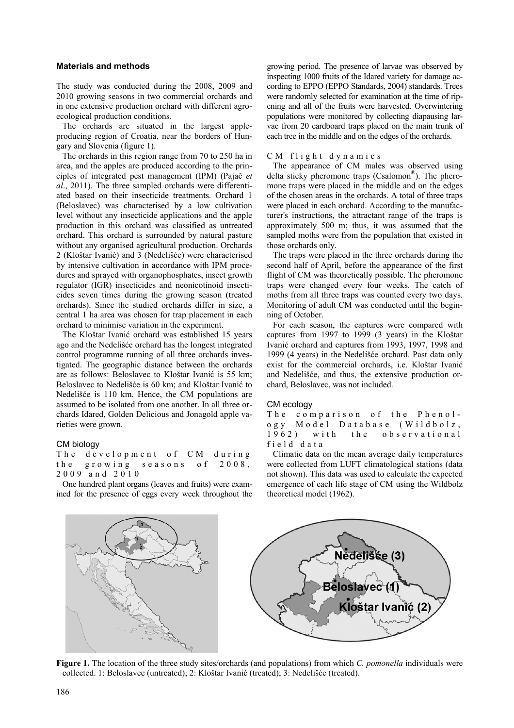## Materials and methods

The study was conducted during the 2008, 2009 and 2010 growing seasons in two commercial orchards and in one extensive production orchard with different agro-ecological production conditions.

The orchards are situated in the largest apple-producing region of Croatia, near the borders of Hungary and Slovenia (figure 1).

The orchards in this region range from 70 to 250 ha in area, and the apples are produced according to the principles of integrated pest management (IPM) (Pajač *et al*., 2011). The three sampled orchards were differentiated based on their insecticide treatments. Orchard 1 (Beloslavec) was characterised by a low cultivation level without any insecticide applications and the apple production in this orchard was classified as untreated orchard. This orchard is surrounded by natural pasture without any organised agricultural production. Orchards 2 (Kloštar Ivanić) and 3 (Nedelišće) were characterised by intensive cultivation in accordance with IPM procedures and sprayed with organophosphates, insect growth regulator (IGR) insecticides and neonicotinoid insecticides seven times during the growing season (treated orchards). Since the studied orchards differ in size, a central 1 ha area was chosen for trap placement in each orchard to minimise variation in the experiment.

The Kloštar Ivanić orchard was established 15 years ago and the Nedelišće orchard has the longest integrated control programme running of all three orchards investigated. The geographic distance between the orchards are as follows: Beloslavec to Kloštar Ivanić is 55 km; Beloslavec to Nedelišće is 60 km; and Kloštar Ivanić to Nedelišće is 110 km. Hence, the CM populations are assumed to be isolated from one another. In all three orchards Idared, Golden Delicious and Jonagold apple varieties were grown.

### CM biology

#### The development of CM during the growing seasons of 2008, 2009 and 2010

One hundred plant organs (leaves and fruits) were examined for the presence of eggs every week throughout the growing period. The presence of larvae was observed by inspecting 1000 fruits of the Idared variety for damage according to EPPO (EPPO Standards, 2004) standards. Trees were randomly selected for examination at the time of ripening and all of the fruits were harvested. Overwintering populations were monitored by collecting diapausing larvae from 20 cardboard traps placed on the main trunk of each tree in the middle and on the edges of the orchards.

#### CM flight dynamics

The appearance of CM males was observed using delta sticky pheromone traps (Csalomon®). The pheromone traps were placed in the middle and on the edges of the chosen areas in the orchards. A total of three traps were placed in each orchard. According to the manufacturer's instructions, the attractant range of the traps is approximately 500 m; thus, it was assumed that the sampled moths were from the population that existed in those orchards only.

The traps were placed in the three orchards during the second half of April, before the appearance of the first flight of CM was theoretically possible. The pheromone traps were changed every four weeks. The catch of moths from all three traps was counted every two days. Monitoring of adult CM was conducted until the beginning of October.

For each season, the captures were compared with captures from 1997 to 1999 (3 years) in the Kloštar Ivanić orchard and captures from 1993, 1997, 1998 and 1999 (4 years) in the Nedelišće orchard. Past data only exist for the commercial orchards, i.e. Kloštar Ivanić and Nedelišće, and thus, the extensive production orchard, Beloslavec, was not included.

### CM ecology

#### The comparison of the Phenology Model Database (Wildbolz, 1962) with the observational field data

Climatic data on the mean average daily temperatures were collected from LUFT climatological stations (data not shown). This data was used to calculate the expected emergence of each life stage of CM using the Wildbolz theoretical model (1962).

**Figure 1.** The location of the three study sites/orchards (and populations) from which *C. pomonella* individuals were collected. 1: Beloslavec (untreated); 2: Kloštar Ivanić (treated); 3: Nedelišće (treated).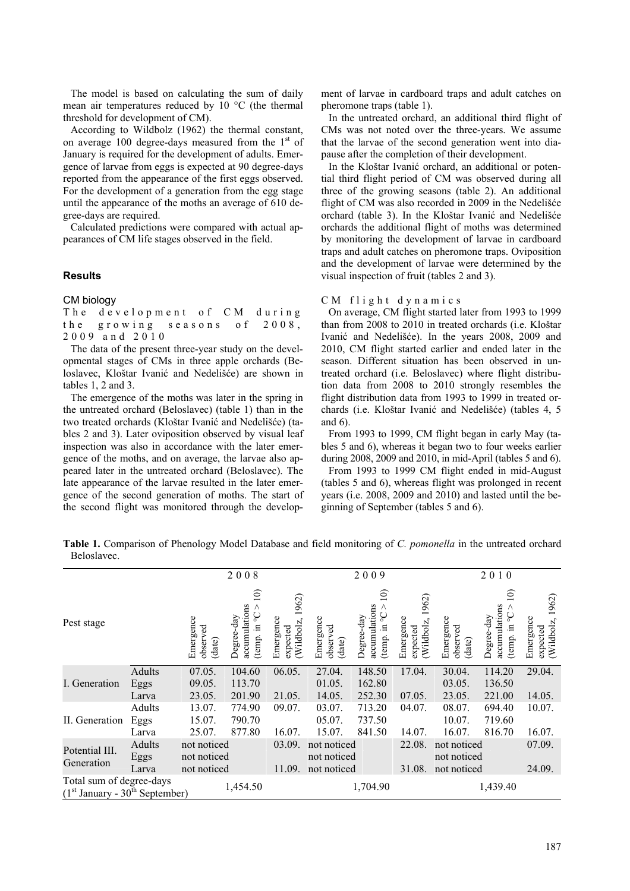The model is based on calculating the sum of daily mean air temperatures reduced by 10 °C (the thermal threshold for development of CM).

According to Wildbolz (1962) the thermal constant, on average 100 degree-days measured from the 1st of January is required for the development of adults. Emergence of larvae from eggs is expected at 90 degree-days reported from the appearance of the first eggs observed. For the development of a generation from the egg stage until the appearance of the moths an average of 610 degree-days are required.

Calculated predictions were compared with actual appearances of CM life stages observed in the field.

## Results

### CM biology

#### The development of CM during the growing seasons of 2008, 2009 and 2010

The data of the present three-year study on the developmental stages of CMs in three apple orchards (Beloslavec, Kloštar Ivanić and Nedelišće) are shown in tables 1, 2 and 3.

The emergence of the moths was later in the spring in the untreated orchard (Beloslavec) (table 1) than in the two treated orchards (Kloštar Ivanić and Nedelišće) (tables 2 and 3). Later oviposition observed by visual leaf inspection was also in accordance with the later emergence of the moths, and on average, the larvae also appeared later in the untreated orchard (Beloslavec). The late appearance of the larvae resulted in the later emergence of the second generation of moths. The start of the second flight was monitored through the development of larvae in cardboard traps and adult catches on pheromone traps (table 1).

In the untreated orchard, an additional third flight of CMs was not noted over the three-years. We assume that the larvae of the second generation went into diapause after the completion of their development.

In the Kloštar Ivanić orchard, an additional or potential third flight period of CM was observed during all three of the growing seasons (table 2). An additional flight of CM was also recorded in 2009 in the Nedelišće orchard (table 3). In the Kloštar Ivanić and Nedelišće orchards the additional flight of moths was determined by monitoring the development of larvae in cardboard traps and adult catches on pheromone traps. Oviposition and the development of larvae were determined by the visual inspection of fruit (tables 2 and 3).

#### CM flight dynamics

On average, CM flight started later from 1993 to 1999 than from 2008 to 2010 in treated orchards (i.e. Kloštar Ivanić and Nedelišće). In the years 2008, 2009 and 2010, CM flight started earlier and ended later in the season. Different situation has been observed in untreated orchard (i.e. Beloslavec) where flight distribution data from 2008 to 2010 strongly resembles the flight distribution data from 1993 to 1999 in treated orchards (i.e. Kloštar Ivanić and Nedelišće) (tables 4, 5 and 6).

From 1993 to 1999, CM flight began in early May (tables 5 and 6), whereas it began two to four weeks earlier during 2008, 2009 and 2010, in mid-April (tables 5 and 6).

From 1993 to 1999 CM flight ended in mid-August (tables 5 and 6), whereas flight was prolonged in recent years (i.e. 2008, 2009 and 2010) and lasted until the beginning of September (tables 5 and 6).

**Table 1.** Comparison of Phenology Model Database and field monitoring of *C. pomonella* in the untreated orchard Beloslavec.

| Pest stage | | 2008 | | | 2009 | | | 2010 | | |
|---|---|---|---|---|---|---|---|---|---|---|
| | | Emergence observed (date) | Degree-day accumulations (temp. in °C > 10) | Emergence expected (Wildbolz, 1962) | Emergence observed (date) | Degree-day accumulations (temp. in °C > 10) | Emergence expected (Wildbolz, 1962) | Emergence observed (date) | Degree-day accumulations (temp. in °C > 10) | Emergence expected (Wildbolz, 1962) |
| I. Generation | Adults | 07.05. | 104.60 | 06.05. | 27.04. | 148.50 | 17.04. | 30.04. | 114.20 | 29.04. |
| | Eggs | 09.05. | 113.70 | | 01.05. | 162.80 | | 03.05. | 136.50 | |
| | Larva | 23.05. | 201.90 | 21.05. | 14.05. | 252.30 | 07.05. | 23.05. | 221.00 | 14.05. |
| II. Generation | Adults | 13.07. | 774.90 | 09.07. | 03.07. | 713.20 | 04.07. | 08.07. | 694.40 | 10.07. |
| | Eggs | 15.07. | 790.70 | | 05.07. | 737.50 | | 10.07. | 719.60 | |
| | Larva | 25.07. | 877.80 | 16.07. | 15.07. | 841.50 | 14.07. | 16.07. | 816.70 | 16.07. |
| Potential III. Generation | Adults | not noticed | | 03.09. | not noticed | | 22.08. | not noticed | | 07.09. |
| | Eggs | not noticed | | | not noticed | | | not noticed | | |
| | Larva | not noticed | | 11.09. | not noticed | | 31.08. | not noticed | | 24.09. |
| Total sum of degree-days (1st January - 30th September) | | | 1,454.50 | | | 1,704.90 | | | 1,439.40 | |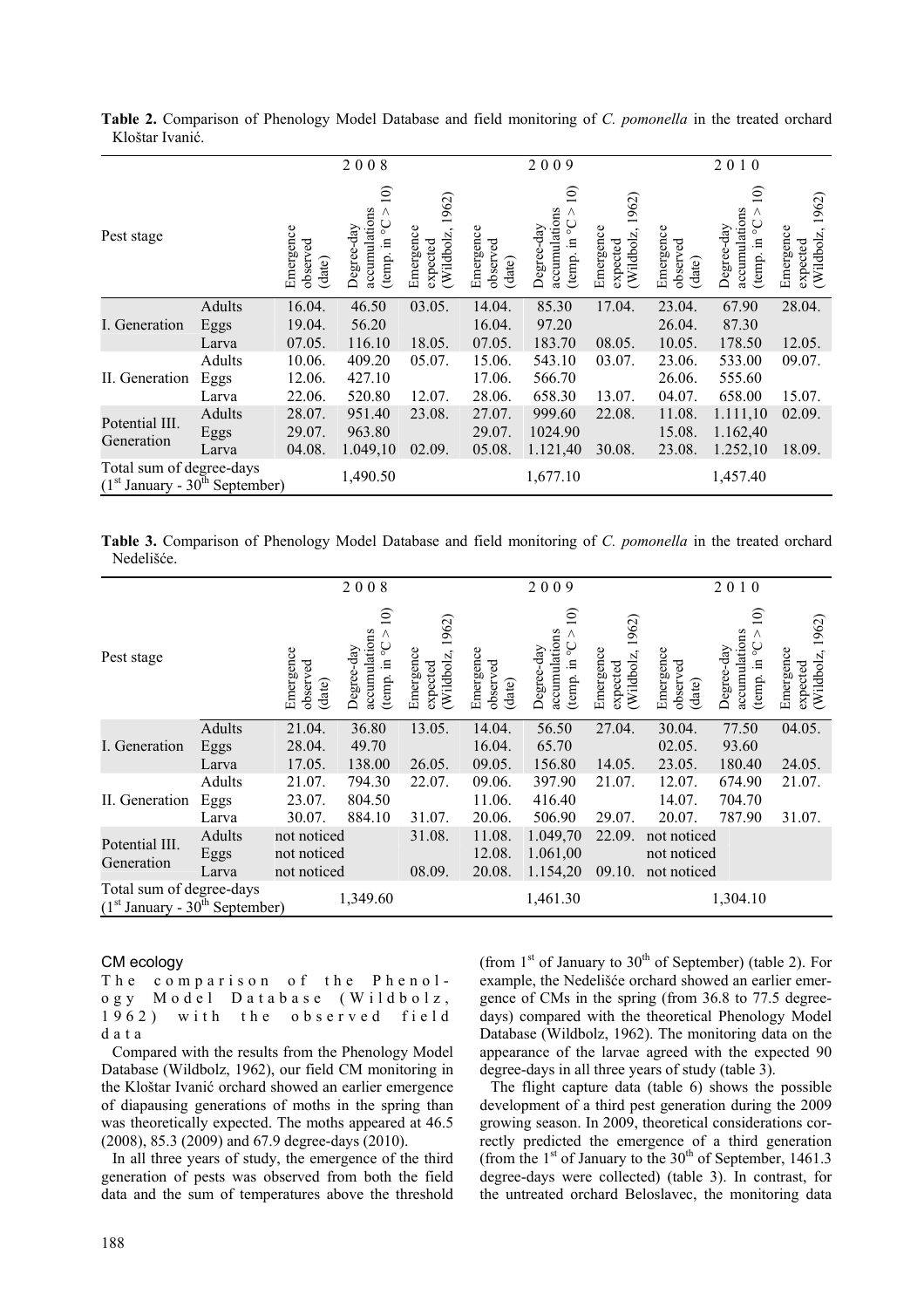**Table 2.** Comparison of Phenology Model Database and field monitoring of *C. pomonella* in the treated orchard Kloštar Ivanić.

| Pest stage | | 2008 | | | 2009 | | | 2010 | | |
|---|---|---|---|---|---|---|---|---|---|---|
| | | Emergence observed (date) | Degree-day accumulations (temp. in °C > 10) | Emergence expected (Wildbolz, 1962) | Emergence observed (date) | Degree-day accumulations (temp. in °C > 10) | Emergence expected (Wildbolz, 1962) | Emergence observed (date) | Degree-day accumulations (temp. in °C > 10) | Emergence expected (Wildbolz, 1962) |
| I. Generation | Adults | 16.04. | 46.50 | 03.05. | 14.04. | 85.30 | 17.04. | 23.04. | 67.90 | 28.04. |
| | Eggs | 19.04. | 56.20 | | 16.04. | 97.20 | | 26.04. | 87.30 | |
| | Larva | 07.05. | 116.10 | 18.05. | 07.05. | 183.70 | 08.05. | 10.05. | 178.50 | 12.05. |
| II. Generation | Adults | 10.06. | 409.20 | 05.07. | 15.06. | 543.10 | 03.07. | 23.06. | 533.00 | 09.07. |
| | Eggs | 12.06. | 427.10 | | 17.06. | 566.70 | | 26.06. | 555.60 | |
| | Larva | 22.06. | 520.80 | 12.07. | 28.06. | 658.30 | 13.07. | 04.07. | 658.00 | 15.07. |
| Potential III. Generation | Adults | 28.07. | 951.40 | 23.08. | 27.07. | 999.60 | 22.08. | 11.08. | 1.111,10 | 02.09. |
| | Eggs | 29.07. | 963.80 | | 29.07. | 1024.90 | | 15.08. | 1.162,40 | |
| | Larva | 04.08. | 1.049,10 | 02.09. | 05.08. | 1.121,40 | 30.08. | 23.08. | 1.252,10 | 18.09. |
| Total sum of degree-days (1st January - 30th September) | | | 1,490.50 | | | 1,677.10 | | | 1,457.40 | |

**Table 3.** Comparison of Phenology Model Database and field monitoring of *C. pomonella* in the treated orchard Nedelišće.

| Pest stage | | 2008 | | | 2009 | | | 2010 | | |
|---|---|---|---|---|---|---|---|---|---|---|
| | | Emergence observed (date) | Degree-day accumulations (temp. in °C > 10) | Emergence expected (Wildbolz, 1962) | Emergence observed (date) | Degree-day accumulations (temp. in °C > 10) | Emergence expected (Wildbolz, 1962) | Emergence observed (date) | Degree-day accumulations (temp. in °C > 10) | Emergence expected (Wildbolz, 1962) |
| I. Generation | Adults | 21.04. | 36.80 | 13.05. | 14.04. | 56.50 | 27.04. | 30.04. | 77.50 | 04.05. |
| | Eggs | 28.04. | 49.70 | | 16.04. | 65.70 | | 02.05. | 93.60 | |
| | Larva | 17.05. | 138.00 | 26.05. | 09.05. | 156.80 | 14.05. | 23.05. | 180.40 | 24.05. |
| II. Generation | Adults | 21.07. | 794.30 | 22.07. | 09.06. | 397.90 | 21.07. | 12.07. | 674.90 | 21.07. |
| | Eggs | 23.07. | 804.50 | | 11.06. | 416.40 | | 14.07. | 704.70 | |
| | Larva | 30.07. | 884.10 | 31.07. | 20.06. | 506.90 | 29.07. | 20.07. | 787.90 | 31.07. |
| Potential III. Generation | Adults | not noticed | | 31.08. | 11.08. | 1.049,70 | 22.09. | not noticed | | |
| | Eggs | not noticed | | | 12.08. | 1.061,00 | | not noticed | | |
| | Larva | not noticed | | 08.09. | 20.08. | 1.154,20 | 09.10. | not noticed | | |
| Total sum of degree-days (1st January - 30th September) | | | 1,349.60 | | | 1,461.30 | | | 1,304.10 | |

### CM ecology

**The comparison of the Phenology Model Database (Wildbolz, 1962) with the observed field data**

Compared with the results from the Phenology Model Database (Wildbolz, 1962), our field CM monitoring in the Kloštar Ivanić orchard showed an earlier emergence of diapausing generations of moths in the spring than was theoretically expected. The moths appeared at 46.5 (2008), 85.3 (2009) and 67.9 degree-days (2010).

In all three years of study, the emergence of the third generation of pests was observed from both the field data and the sum of temperatures above the threshold (from 1st of January to 30th of September) (table 2). For example, the Nedelišće orchard showed an earlier emergence of CMs in the spring (from 36.8 to 77.5 degree-days) compared with the theoretical Phenology Model Database (Wildbolz, 1962). The monitoring data on the appearance of the larvae agreed with the expected 90 degree-days in all three years of study (table 3).

The flight capture data (table 6) shows the possible development of a third pest generation during the 2009 growing season. In 2009, theoretical considerations correctly predicted the emergence of a third generation (from the 1st of January to the 30th of September, 1461.3 degree-days were collected) (table 3). In contrast, for the untreated orchard Beloslavec, the monitoring data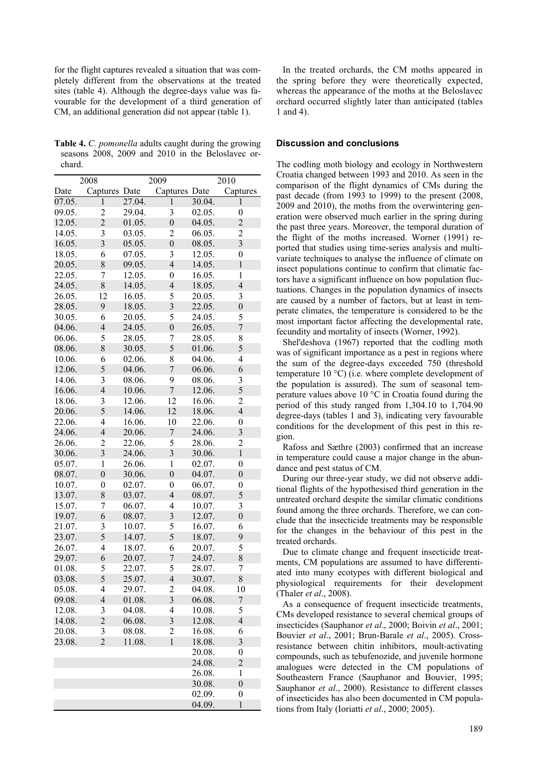for the flight captures revealed a situation that was completely different from the observations at the treated sites (table 4). Although the degree-days value was favourable for the development of a third generation of CM, an additional generation did not appear (table 1).

**Table 4.** *C. pomonella* adults caught during the growing seasons 2008, 2009 and 2010 in the Beloslavec orchard.

| 2008 | | 2009 | | 2010 | |
|---|---|---|---|---|---|
| Date | Captures | Date | Captures | Date | Captures |
| 07.05. | 1 | 27.04. | 1 | 30.04. | 1 |
| 09.05. | 2 | 29.04. | 3 | 02.05. | 0 |
| 12.05. | 2 | 01.05. | 0 | 04.05. | 2 |
| 14.05. | 3 | 03.05. | 2 | 06.05. | 2 |
| 16.05. | 3 | 05.05. | 0 | 08.05. | 3 |
| 18.05. | 6 | 07.05. | 3 | 12.05. | 0 |
| 20.05. | 8 | 09.05. | 4 | 14.05. | 1 |
| 22.05. | 7 | 12.05. | 0 | 16.05. | 1 |
| 24.05. | 8 | 14.05. | 4 | 18.05. | 4 |
| 26.05. | 12 | 16.05. | 5 | 20.05. | 3 |
| 28.05. | 9 | 18.05. | 3 | 22.05. | 0 |
| 30.05. | 6 | 20.05. | 5 | 24.05. | 5 |
| 04.06. | 4 | 24.05. | 0 | 26.05. | 7 |
| 06.06. | 5 | 28.05. | 7 | 28.05. | 8 |
| 08.06. | 8 | 30.05. | 5 | 01.06. | 5 |
| 10.06. | 6 | 02.06. | 8 | 04.06. | 4 |
| 12.06. | 5 | 04.06. | 7 | 06.06. | 6 |
| 14.06. | 3 | 08.06. | 9 | 08.06. | 3 |
| 16.06. | 4 | 10.06. | 7 | 12.06. | 5 |
| 18.06. | 3 | 12.06. | 12 | 16.06. | 2 |
| 20.06. | 5 | 14.06. | 12 | 18.06. | 4 |
| 22.06. | 4 | 16.06. | 10 | 22.06. | 0 |
| 24.06. | 4 | 20.06. | 7 | 24.06. | 3 |
| 26.06. | 2 | 22.06. | 5 | 28.06. | 2 |
| 30.06. | 3 | 24.06. | 3 | 30.06. | 1 |
| 05.07. | 1 | 26.06. | 1 | 02.07. | 0 |
| 08.07. | 0 | 30.06. | 0 | 04.07. | 0 |
| 10.07. | 0 | 02.07. | 0 | 06.07. | 0 |
| 13.07. | 8 | 03.07. | 4 | 08.07. | 5 |
| 15.07. | 7 | 06.07. | 4 | 10.07. | 3 |
| 19.07. | 6 | 08.07. | 3 | 12.07. | 0 |
| 21.07. | 3 | 10.07. | 5 | 16.07. | 6 |
| 23.07. | 5 | 14.07. | 5 | 18.07. | 9 |
| 26.07. | 4 | 18.07. | 6 | 20.07. | 5 |
| 29.07. | 6 | 20.07. | 7 | 24.07. | 8 |
| 01.08. | 5 | 22.07. | 5 | 28.07. | 7 |
| 03.08. | 5 | 25.07. | 4 | 30.07. | 8 |
| 05.08. | 4 | 29.07. | 2 | 04.08. | 10 |
| 09.08. | 4 | 01.08. | 3 | 06.08. | 7 |
| 12.08. | 3 | 04.08. | 4 | 10.08. | 5 |
| 14.08. | 2 | 06.08. | 3 | 12.08. | 4 |
| 20.08. | 3 | 08.08. | 2 | 16.08. | 6 |
| 23.08. | 2 | 11.08. | 1 | 18.08. | 3 |
| | | | | 20.08. | 0 |
| | | | | 24.08. | 2 |
| | | | | 26.08. | 1 |
| | | | | 30.08. | 0 |
| | | | | 02.09. | 0 |
| | | | | 04.09. | 1 |

In the treated orchards, the CM moths appeared in the spring before they were theoretically expected, whereas the appearance of the moths at the Beloslavec orchard occurred slightly later than anticipated (tables 1 and 4).

## Discussion and conclusions

The codling moth biology and ecology in Northwestern Croatia changed between 1993 and 2010. As seen in the comparison of the flight dynamics of CMs during the past decade (from 1993 to 1999) to the present (2008, 2009 and 2010), the moths from the overwintering generation were observed much earlier in the spring during the past three years. Moreover, the temporal duration of the flight of the moths increased. Worner (1991) reported that studies using time-series analysis and multivariate techniques to analyse the influence of climate on insect populations continue to confirm that climatic factors have a significant influence on how population fluctuations. Changes in the population dynamics of insects are caused by a number of factors, but at least in temperate climates, the temperature is considered to be the most important factor affecting the developmental rate, fecundity and mortality of insects (Worner, 1992).

Shel'deshova (1967) reported that the codling moth was of significant importance as a pest in regions where the sum of the degree-days exceeded 750 (threshold temperature 10 °C) (i.e. where complete development of the population is assured). The sum of seasonal temperature values above 10 °C in Croatia found during the period of this study ranged from 1,304.10 to 1,704.90 degree-days (tables 1 and 3), indicating very favourable conditions for the development of this pest in this region.

Rafoss and Sæthre (2003) confirmed that an increase in temperature could cause a major change in the abundance and pest status of CM.

During our three-year study, we did not observe additional flights of the hypothesised third generation in the untreated orchard despite the similar climatic conditions found among the three orchards. Therefore, we can conclude that the insecticide treatments may be responsible for the changes in the behaviour of this pest in the treated orchards.

Due to climate change and frequent insecticide treatments, CM populations are assumed to have differentiated into many ecotypes with different biological and physiological requirements for their development (Thaler *et al*., 2008).

As a consequence of frequent insecticide treatments, CMs developed resistance to several chemical groups of insecticides (Sauphanor *et al*., 2000; Boivin *et al*., 2001; Bouvier *et al*., 2001; Brun-Barale *et al*., 2005). Cross-resistance between chitin inhibitors, moult-activating compounds, such as tebufenozide, and juvenile hormone analogues were detected in the CM populations of Southeastern France (Sauphanor and Bouvier, 1995; Sauphanor *et al*., 2000). Resistance to different classes of insecticides has also been documented in CM populations from Italy (Ioriatti *et al*., 2000; 2005).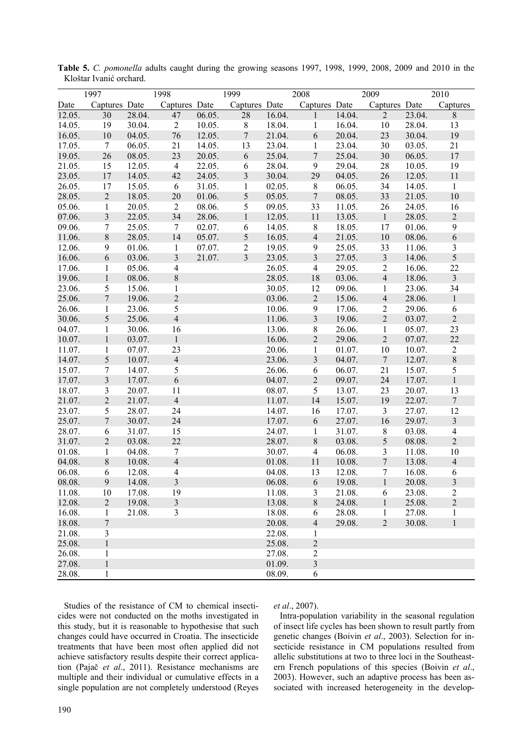**Table 5.** *C. pomonella* adults caught during the growing seasons 1997, 1998, 1999, 2008, 2009 and 2010 in the Kloštar Ivanić orchard.

| 1997 | | 1998 | | 1999 | | 2008 | | 2009 | | 2010 | |
|---|---|---|---|---|---|---|---|---|---|---|---|
| Date | Captures | Date | Captures | Date | Captures | Date | Captures | Date | Captures | Date | Captures |
| 12.05. | 30 | 28.04. | 47 | 06.05. | 28 | 16.04. | 1 | 14.04. | 2 | 23.04. | 8 |
| 14.05. | 19 | 30.04. | 2 | 10.05. | 8 | 18.04. | 1 | 16.04. | 10 | 28.04. | 13 |
| 16.05. | 10 | 04.05. | 76 | 12.05. | 7 | 21.04. | 6 | 20.04. | 23 | 30.04. | 19 |
| 17.05. | 7 | 06.05. | 21 | 14.05. | 13 | 23.04. | 1 | 23.04. | 30 | 03.05. | 21 |
| 19.05. | 26 | 08.05. | 23 | 20.05. | 6 | 25.04. | 7 | 25.04. | 30 | 06.05. | 17 |
| 21.05. | 15 | 12.05. | 4 | 22.05. | 6 | 28.04. | 9 | 29.04. | 28 | 10.05. | 19 |
| 23.05. | 17 | 14.05. | 42 | 24.05. | 3 | 30.04. | 29 | 04.05. | 26 | 12.05. | 11 |
| 26.05. | 17 | 15.05. | 6 | 31.05. | 1 | 02.05. | 8 | 06.05. | 34 | 14.05. | 1 |
| 28.05. | 2 | 18.05. | 20 | 01.06. | 5 | 05.05. | 7 | 08.05. | 33 | 21.05. | 10 |
| 05.06. | 1 | 20.05. | 2 | 08.06. | 5 | 09.05. | 33 | 11.05. | 26 | 24.05. | 16 |
| 07.06. | 3 | 22.05. | 34 | 28.06. | 1 | 12.05. | 11 | 13.05. | 1 | 28.05. | 2 |
| 09.06. | 7 | 25.05. | 7 | 02.07. | 6 | 14.05. | 8 | 18.05. | 17 | 01.06. | 9 |
| 11.06. | 8 | 28.05. | 14 | 05.07. | 5 | 16.05. | 4 | 21.05. | 10 | 08.06. | 6 |
| 12.06. | 9 | 01.06. | 1 | 07.07. | 2 | 19.05. | 9 | 25.05. | 33 | 11.06. | 3 |
| 16.06. | 6 | 03.06. | 3 | 21.07. | 3 | 23.05. | 3 | 27.05. | 3 | 14.06. | 5 |
| 17.06. | 1 | 05.06. | 4 | | | 26.05. | 4 | 29.05. | 2 | 16.06. | 22 |
| 19.06. | 1 | 08.06. | 8 | | | 28.05. | 18 | 03.06. | 4 | 18.06. | 3 |
| 23.06. | 5 | 15.06. | 1 | | | 30.05. | 12 | 09.06. | 1 | 23.06. | 34 |
| 25.06. | 7 | 19.06. | 2 | | | 03.06. | 2 | 15.06. | 4 | 28.06. | 1 |
| 26.06. | 1 | 23.06. | 5 | | | 10.06. | 9 | 17.06. | 2 | 29.06. | 6 |
| 30.06. | 5 | 25.06. | 4 | | | 11.06. | 3 | 19.06. | 2 | 03.07. | 2 |
| 04.07. | 1 | 30.06. | 16 | | | 13.06. | 8 | 26.06. | 1 | 05.07. | 23 |
| 10.07. | 1 | 03.07. | 1 | | | 16.06. | 2 | 29.06. | 2 | 07.07. | 22 |
| 11.07. | 1 | 07.07. | 23 | | | 20.06. | 1 | 01.07. | 10 | 10.07. | 2 |
| 14.07. | 5 | 10.07. | 4 | | | 23.06. | 3 | 04.07. | 7 | 12.07. | 8 |
| 15.07. | 7 | 14.07. | 5 | | | 26.06. | 6 | 06.07. | 21 | 15.07. | 5 |
| 17.07. | 3 | 17.07. | 6 | | | 04.07. | 2 | 09.07. | 24 | 17.07. | 1 |
| 18.07. | 3 | 20.07. | 11 | | | 08.07. | 5 | 13.07. | 23 | 20.07. | 13 |
| 21.07. | 2 | 21.07. | 4 | | | 11.07. | 14 | 15.07. | 19 | 22.07. | 7 |
| 23.07. | 5 | 28.07. | 24 | | | 14.07. | 16 | 17.07. | 3 | 27.07. | 12 |
| 25.07. | 7 | 30.07. | 24 | | | 17.07. | 6 | 27.07. | 16 | 29.07. | 3 |
| 28.07. | 6 | 31.07. | 15 | | | 24.07. | 1 | 31.07. | 8 | 03.08. | 4 |
| 31.07. | 2 | 03.08. | 22 | | | 28.07. | 8 | 03.08. | 5 | 08.08. | 2 |
| 01.08. | 1 | 04.08. | 7 | | | 30.07. | 4 | 06.08. | 3 | 11.08. | 10 |
| 04.08. | 8 | 10.08. | 4 | | | 01.08. | 11 | 10.08. | 7 | 13.08. | 4 |
| 06.08. | 6 | 12.08. | 4 | | | 04.08. | 13 | 12.08. | 7 | 16.08. | 6 |
| 08.08. | 9 | 14.08. | 3 | | | 06.08. | 6 | 19.08. | 1 | 20.08. | 3 |
| 11.08. | 10 | 17.08. | 19 | | | 11.08. | 3 | 21.08. | 6 | 23.08. | 2 |
| 12.08. | 2 | 19.08. | 3 | | | 13.08. | 8 | 24.08. | 1 | 25.08. | 2 |
| 16.08. | 1 | 21.08. | 3 | | | 18.08. | 6 | 28.08. | 1 | 27.08. | 1 |
| 18.08. | 7 | | | | | 20.08. | 4 | 29.08. | 2 | 30.08. | 1 |
| 21.08. | 3 | | | | | 22.08. | 1 | | | | |
| 25.08. | 1 | | | | | 25.08. | 2 | | | | |
| 26.08. | 1 | | | | | 27.08. | 2 | | | | |
| 27.08. | 1 | | | | | 01.09. | 3 | | | | |
| 28.08. | 1 | | | | | 08.09. | 6 | | | | |

Studies of the resistance of CM to chemical insecticides were not conducted on the moths investigated in this study, but it is reasonable to hypothesise that such changes could have occurred in Croatia. The insecticide treatments that have been most often applied did not achieve satisfactory results despite their correct application (Pajač *et al*., 2011). Resistance mechanisms are multiple and their individual or cumulative effects in a single population are not completely understood (Reyes *et al*., 2007).

Intra-population variability in the seasonal regulation of insect life cycles has been shown to result partly from genetic changes (Boivin *et al*., 2003). Selection for insecticide resistance in CM populations resulted from allelic substitutions at two to three loci in the Southeastern French populations of this species (Boivin *et al*., 2003). However, such an adaptive process has been associated with increased heterogeneity in the develop-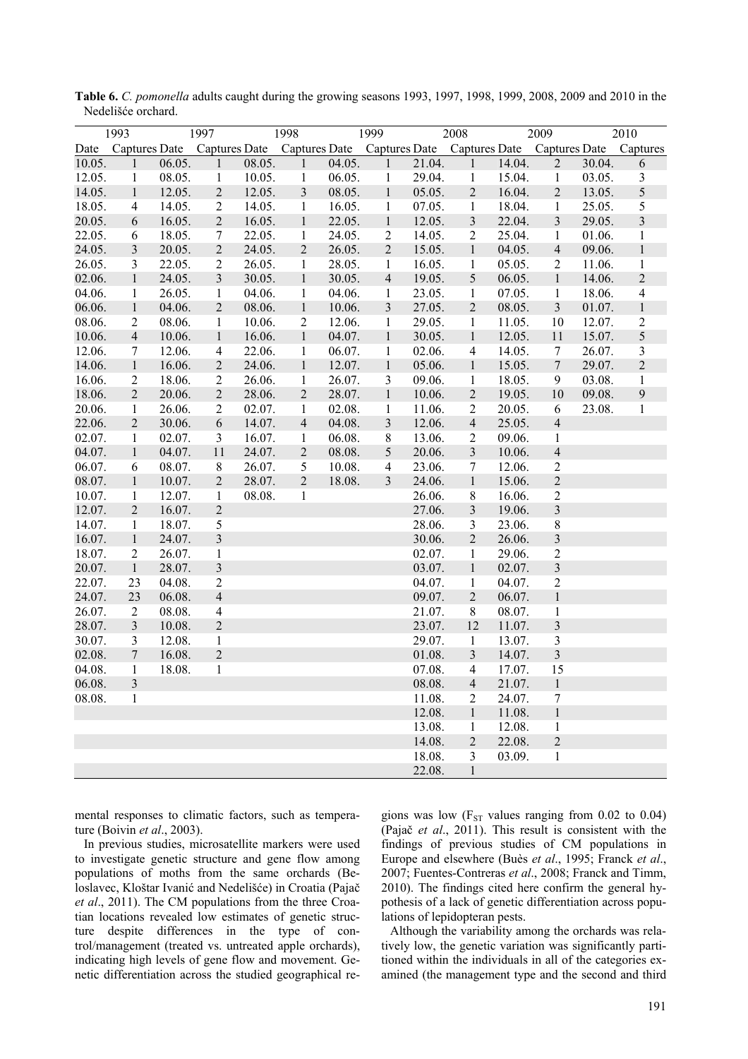**Table 6.** *C. pomonella* adults caught during the growing seasons 1993, 1997, 1998, 1999, 2008, 2009 and 2010 in the Nedelišće orchard.

| 1993 | | 1997 | | 1998 | | 1999 | | 2008 | | 2009 | | 2010 | |
|---|---|---|---|---|---|---|---|---|---|---|---|---|---|
| Date | Captures | Date | Captures | Date | Captures | Date | Captures | Date | Captures | Date | Captures | Date | Captures |
| 10.05. | 1 | 06.05. | 1 | 08.05. | 1 | 04.05. | 1 | 21.04. | 1 | 14.04. | 2 | 30.04. | 6 |
| 12.05. | 1 | 08.05. | 1 | 10.05. | 1 | 06.05. | 1 | 29.04. | 1 | 15.04. | 1 | 03.05. | 3 |
| 14.05. | 1 | 12.05. | 2 | 12.05. | 3 | 08.05. | 1 | 05.05. | 2 | 16.04. | 2 | 13.05. | 5 |
| 18.05. | 4 | 14.05. | 2 | 14.05. | 1 | 16.05. | 1 | 07.05. | 1 | 18.04. | 1 | 25.05. | 5 |
| 20.05. | 6 | 16.05. | 2 | 16.05. | 1 | 22.05. | 1 | 12.05. | 3 | 22.04. | 3 | 29.05. | 3 |
| 22.05. | 6 | 18.05. | 7 | 22.05. | 1 | 24.05. | 2 | 14.05. | 2 | 25.04. | 1 | 01.06. | 1 |
| 24.05. | 3 | 20.05. | 2 | 24.05. | 2 | 26.05. | 2 | 15.05. | 1 | 04.05. | 4 | 09.06. | 1 |
| 26.05. | 3 | 22.05. | 2 | 26.05. | 1 | 28.05. | 1 | 16.05. | 1 | 05.05. | 2 | 11.06. | 1 |
| 02.06. | 1 | 24.05. | 3 | 30.05. | 1 | 30.05. | 4 | 19.05. | 5 | 06.05. | 1 | 14.06. | 2 |
| 04.06. | 1 | 26.05. | 1 | 04.06. | 1 | 04.06. | 1 | 23.05. | 1 | 07.05. | 1 | 18.06. | 4 |
| 06.06. | 1 | 04.06. | 2 | 08.06. | 1 | 10.06. | 3 | 27.05. | 2 | 08.05. | 3 | 01.07. | 1 |
| 08.06. | 2 | 08.06. | 1 | 10.06. | 2 | 12.06. | 1 | 29.05. | 1 | 11.05. | 10 | 12.07. | 2 |
| 10.06. | 4 | 10.06. | 1 | 16.06. | 1 | 04.07. | 1 | 30.05. | 1 | 12.05. | 11 | 15.07. | 5 |
| 12.06. | 7 | 12.06. | 4 | 22.06. | 1 | 06.07. | 1 | 02.06. | 4 | 14.05. | 7 | 26.07. | 3 |
| 14.06. | 1 | 16.06. | 2 | 24.06. | 1 | 12.07. | 1 | 05.06. | 1 | 15.05. | 7 | 29.07. | 2 |
| 16.06. | 2 | 18.06. | 2 | 26.06. | 1 | 26.07. | 3 | 09.06. | 1 | 18.05. | 9 | 03.08. | 1 |
| 18.06. | 2 | 20.06. | 2 | 28.06. | 2 | 28.07. | 1 | 10.06. | 2 | 19.05. | 10 | 09.08. | 9 |
| 20.06. | 1 | 26.06. | 2 | 02.07. | 1 | 02.08. | 1 | 11.06. | 2 | 20.05. | 6 | 23.08. | 1 |
| 22.06. | 2 | 30.06. | 6 | 14.07. | 4 | 04.08. | 3 | 12.06. | 4 | 25.05. | 4 | | |
| 02.07. | 1 | 02.07. | 3 | 16.07. | 1 | 06.08. | 8 | 13.06. | 2 | 09.06. | 1 | | |
| 04.07. | 1 | 04.07. | 11 | 24.07. | 2 | 08.08. | 5 | 20.06. | 3 | 10.06. | 4 | | |
| 06.07. | 6 | 08.07. | 8 | 26.07. | 5 | 10.08. | 4 | 23.06. | 7 | 12.06. | 2 | | |
| 08.07. | 1 | 10.07. | 2 | 28.07. | 2 | 18.08. | 3 | 24.06. | 1 | 15.06. | 2 | | |
| 10.07. | 1 | 12.07. | 1 | 08.08. | 1 | | | 26.06. | 8 | 16.06. | 2 | | |
| 12.07. | 2 | 16.07. | 2 | | | | | 27.06. | 3 | 19.06. | 3 | | |
| 14.07. | 1 | 18.07. | 5 | | | | | 28.06. | 3 | 23.06. | 8 | | |
| 16.07. | 1 | 24.07. | 3 | | | | | 30.06. | 2 | 26.06. | 3 | | |
| 18.07. | 2 | 26.07. | 1 | | | | | 02.07. | 1 | 29.06. | 2 | | |
| 20.07. | 1 | 28.07. | 3 | | | | | 03.07. | 1 | 02.07. | 3 | | |
| 22.07. | 23 | 04.08. | 2 | | | | | 04.07. | 1 | 04.07. | 2 | | |
| 24.07. | 23 | 06.08. | 4 | | | | | 09.07. | 2 | 06.07. | 1 | | |
| 26.07. | 2 | 08.08. | 4 | | | | | 21.07. | 8 | 08.07. | 1 | | |
| 28.07. | 3 | 10.08. | 2 | | | | | 23.07. | 12 | 11.07. | 3 | | |
| 30.07. | 3 | 12.08. | 1 | | | | | 29.07. | 1 | 13.07. | 3 | | |
| 02.08. | 7 | 16.08. | 2 | | | | | 01.08. | 3 | 14.07. | 3 | | |
| 04.08. | 1 | 18.08. | 1 | | | | | 07.08. | 4 | 17.07. | 15 | | |
| 06.08. | 3 | | | | | | | 08.08. | 4 | 21.07. | 1 | | |
| 08.08. | 1 | | | | | | | 11.08. | 2 | 24.07. | 7 | | |
| | | | | | | | | 12.08. | 1 | 11.08. | 1 | | |
| | | | | | | | | 13.08. | 1 | 12.08. | 1 | | |
| | | | | | | | | 14.08. | 2 | 22.08. | 2 | | |
| | | | | | | | | 18.08. | 3 | 03.09. | 1 | | |
| | | | | | | | | 22.08. | 1 | | | | |

mental responses to climatic factors, such as temperature (Boivin *et al*., 2003).

In previous studies, microsatellite markers were used to investigate genetic structure and gene flow among populations of moths from the same orchards (Beloslavec, Kloštar Ivanić and Nedelišće) in Croatia (Pajač *et al*., 2011). The CM populations from the three Croatian locations revealed low estimates of genetic structure despite differences in the type of control/management (treated vs. untreated apple orchards), indicating high levels of gene flow and movement. Genetic differentiation across the studied geographical regions was low ($F_{ST}$ values ranging from 0.02 to 0.04) (Pajač *et al*., 2011). This result is consistent with the findings of previous studies of CM populations in Europe and elsewhere (Buès *et al*., 1995; Franck *et al*., 2007; Fuentes-Contreras *et al*., 2008; Franck and Timm, 2010). The findings cited here confirm the general hypothesis of a lack of genetic differentiation across populations of lepidopteran pests.

Although the variability among the orchards was relatively low, the genetic variation was significantly partitioned within the individuals in all of the categories examined (the management type and the second and third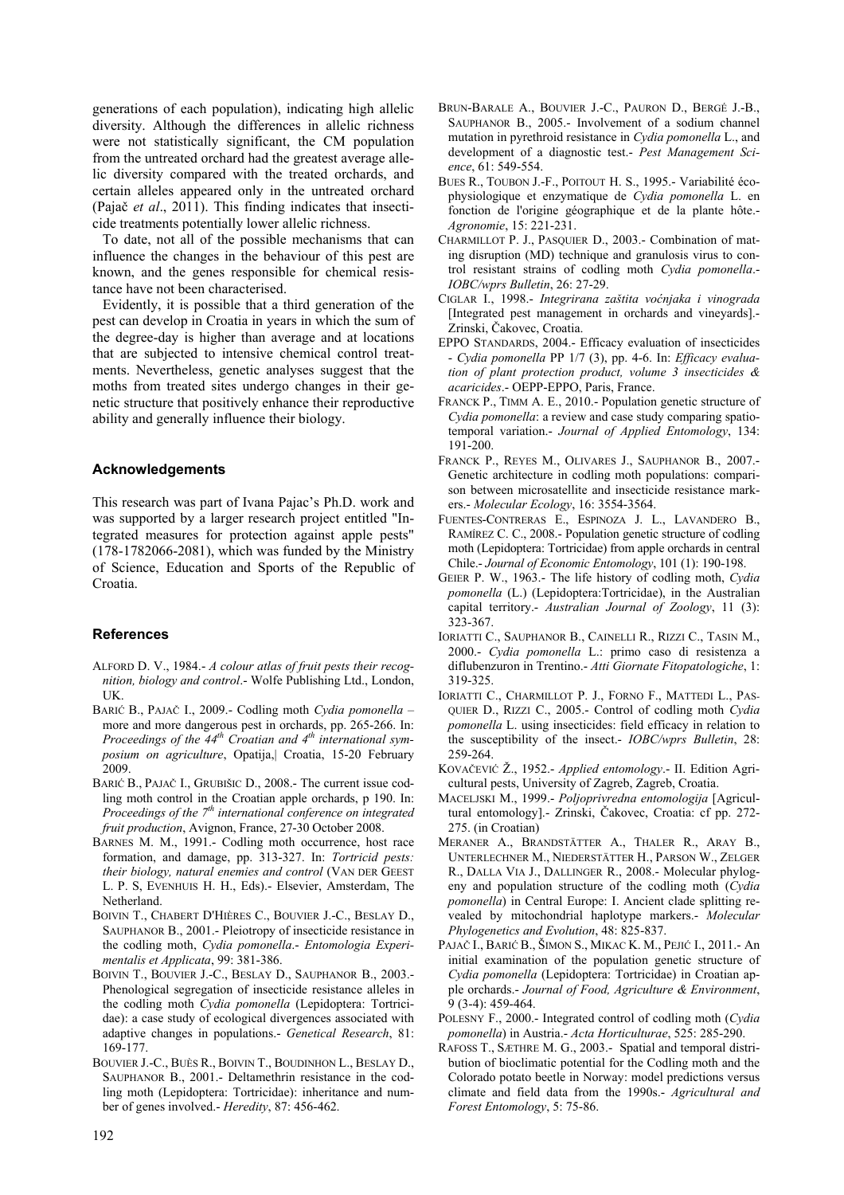generations of each population), indicating high allelic diversity. Although the differences in allelic richness were not statistically significant, the CM population from the untreated orchard had the greatest average allelic diversity compared with the treated orchards, and certain alleles appeared only in the untreated orchard (Pajač *et al*., 2011). This finding indicates that insecticide treatments potentially lower allelic richness.

To date, not all of the possible mechanisms that can influence the changes in the behaviour of this pest are known, and the genes responsible for chemical resistance have not been characterised.

Evidently, it is possible that a third generation of the pest can develop in Croatia in years in which the sum of the degree-day is higher than average and at locations that are subjected to intensive chemical control treatments. Nevertheless, genetic analyses suggest that the moths from treated sites undergo changes in their genetic structure that positively enhance their reproductive ability and generally influence their biology.

## Acknowledgements

This research was part of Ivana Pajac's Ph.D. work and was supported by a larger research project entitled "Integrated measures for protection against apple pests" (178-1782066-2081), which was funded by the Ministry of Science, Education and Sports of the Republic of Croatia.

## References

ALFORD D. V., 1984.- *A colour atlas of fruit pests their recognition, biology and control*.- Wolfe Publishing Ltd., London, UK.

BARIĆ B., PAJAČ I., 2009.- Codling moth *Cydia pomonella* – more and more dangerous pest in orchards, pp. 265-266. In: *Proceedings of the 44th Croatian and 4th international symposium on agriculture*, Opatija,| Croatia, 15-20 February 2009.

BARIĆ B., PAJAČ I., GRUBIŠIC D., 2008.- The current issue codling moth control in the Croatian apple orchards, p 190. In: *Proceedings of the 7th international conference on integrated fruit production*, Avignon, France, 27-30 October 2008.

BARNES M. M., 1991.- Codling moth occurrence, host race formation, and damage, pp. 313-327. In: *Tortricid pests: their biology, natural enemies and control* (VAN DER GEEST L. P. S, EVENHUIS H. H., Eds).- Elsevier, Amsterdam, The Netherland.

BOIVIN T., CHABERT D'HIÈRES C., BOUVIER J.-C., BESLAY D., SAUPHANOR B., 2001.- Pleiotropy of insecticide resistance in the codling moth, *Cydia pomonella*.- *Entomologia Experimentalis et Applicata*, 99: 381-386.

BOIVIN T., BOUVIER J.-C., BESLAY D., SAUPHANOR B., 2003.- Phenological segregation of insecticide resistance alleles in the codling moth *Cydia pomonella* (Lepidoptera: Tortricidae): a case study of ecological divergences associated with adaptive changes in populations.- *Genetical Research*, 81: 169-177.

BOUVIER J.-C., BUÈS R., BOIVIN T., BOUDINHON L., BESLAY D., SAUPHANOR B., 2001.- Deltamethrin resistance in the codling moth (Lepidoptera: Tortricidae): inheritance and number of genes involved.- *Heredity*, 87: 456-462.

BRUN-BARALE A., BOUVIER J.-C., PAURON D., BERGÉ J.-B., SAUPHANOR B., 2005.- Involvement of a sodium channel mutation in pyrethroid resistance in *Cydia pomonella* L., and development of a diagnostic test.- *Pest Management Science*, 61: 549-554.

BUES R., TOUBON J.-F., POITOUT H. S., 1995.- Variabilité écophysiologique et enzymatique de *Cydia pomonella* L. en fonction de l'origine géographique et de la plante hôte.- *Agronomie*, 15: 221-231.

CHARMILLOT P. J., PASQUIER D., 2003.- Combination of mating disruption (MD) technique and granulosis virus to control resistant strains of codling moth *Cydia pomonella*.- *IOBC/wprs Bulletin*, 26: 27-29.

CIGLAR I., 1998.- *Integrirana zaštita voćnjaka i vinograda* [Integrated pest management in orchards and vineyards].- Zrinski, Čakovec, Croatia.

EPPO STANDARDS, 2004.- Efficacy evaluation of insecticides - *Cydia pomonella* PP 1/7 (3), pp. 4-6. In: *Efficacy evaluation of plant protection product, volume 3 insecticides & acaricides*.- OEPP-EPPO, Paris, France.

FRANCK P., TIMM A. E., 2010.- Population genetic structure of *Cydia pomonella*: a review and case study comparing spatiotemporal variation.- *Journal of Applied Entomology*, 134: 191-200.

FRANCK P., REYES M., OLIVARES J., SAUPHANOR B., 2007.- Genetic architecture in codling moth populations: comparison between microsatellite and insecticide resistance markers.- *Molecular Ecology*, 16: 3554-3564.

FUENTES-CONTRERAS E., ESPINOZA J. L., LAVANDERO B., RAMÍREZ C. C., 2008.- Population genetic structure of codling moth (Lepidoptera: Tortricidae) from apple orchards in central Chile.- *Journal of Economic Entomology*, 101 (1): 190-198.

GEIER P. W., 1963.- The life history of codling moth, *Cydia pomonella* (L.) (Lepidoptera:Tortricidae), in the Australian capital territory.- *Australian Journal of Zoology*, 11 (3): 323-367.

IORIATTI C., SAUPHANOR B., CAINELLI R., RIZZI C., TASIN M., 2000.- *Cydia pomonella* L.: primo caso di resistenza a diflubenzuron in Trentino.- *Atti Giornate Fitopatologiche*, 1: 319-325.

IORIATTI C., CHARMILLOT P. J., FORNO F., MATTEDI L., PASQUIER D., RIZZI C., 2005.- Control of codling moth *Cydia pomonella* L. using insecticides: field efficacy in relation to the susceptibility of the insect.- *IOBC/wprs Bulletin*, 28: 259-264.

KOVAČEVIĆ Ž., 1952.- *Applied entomology*.- II. Edition Agricultural pests, University of Zagreb, Zagreb, Croatia.

MACELJSKI M., 1999.- *Poljoprivredna entomologija* [Agricultural entomology].- Zrinski, Čakovec, Croatia: cf pp. 272-275. (in Croatian)

MERANER A., BRANDSTÄTTER A., THALER R., ARAY B., UNTERLECHNER M., NIEDERSTÄTTER H., PARSON W., ZELGER R., DALLA VIA J., DALLINGER R., 2008.- Molecular phylogeny and population structure of the codling moth (*Cydia pomonella*) in Central Europe: I. Ancient clade splitting revealed by mitochondrial haplotype markers.- *Molecular Phylogenetics and Evolution*, 48: 825-837.

PAJAČ I., BARIĆ B., ŠIMON S., MIKAC K. M., PEJIĆ I., 2011.- An initial examination of the population genetic structure of *Cydia pomonella* (Lepidoptera: Tortricidae) in Croatian apple orchards.- *Journal of Food, Agriculture & Environment*, 9 (3-4): 459-464.

POLESNY F., 2000.- Integrated control of codling moth (*Cydia pomonella*) in Austria.- *Acta Horticulturae*, 525: 285-290.

RAFOSS T., SÆTHRE M. G., 2003.- Spatial and temporal distribution of bioclimatic potential for the Codling moth and the Colorado potato beetle in Norway: model predictions versus climate and field data from the 1990s.- *Agricultural and Forest Entomology*, 5: 75-86.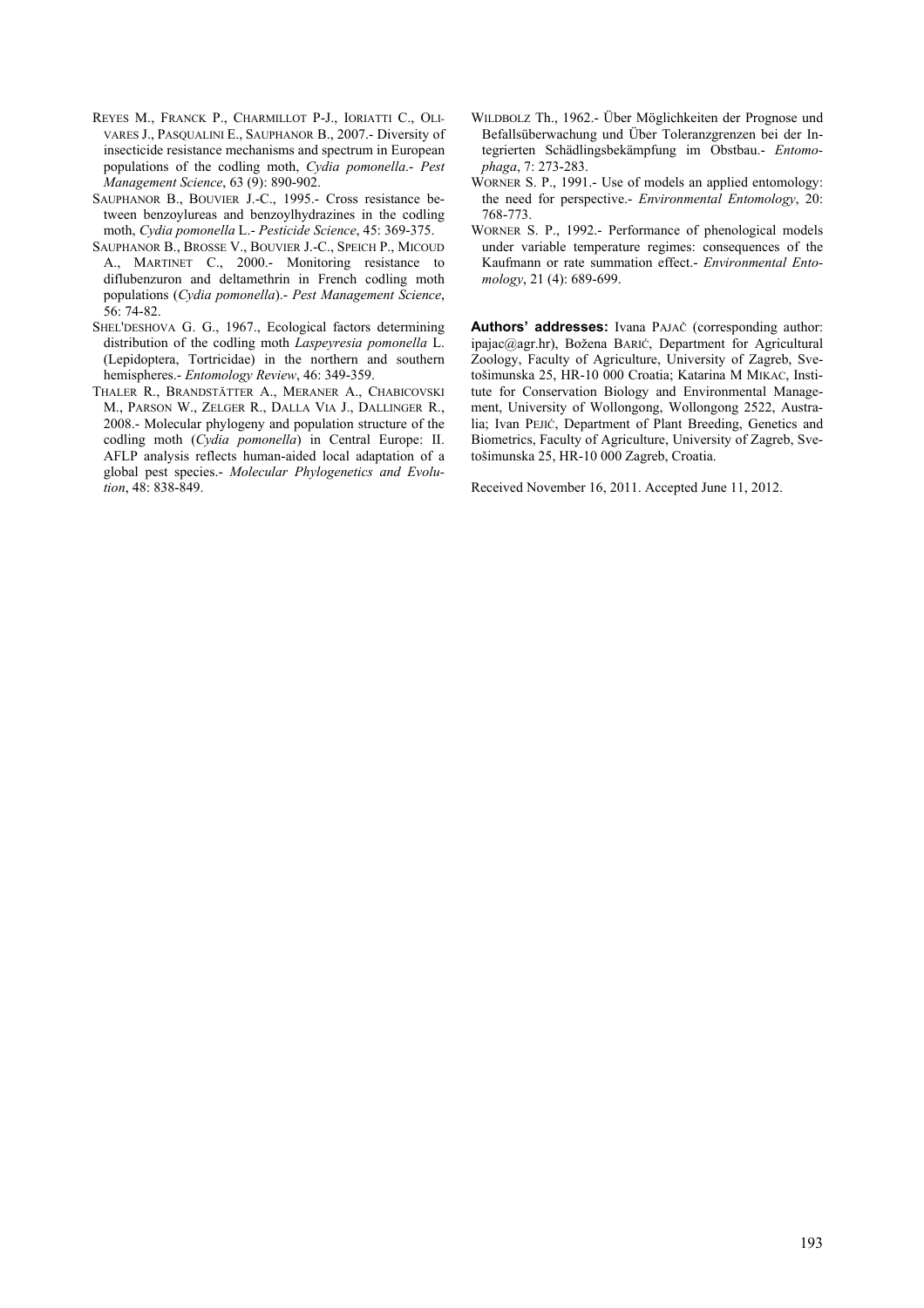REYES M., FRANCK P., CHARMILLOT P-J., IORIATTI C., OLIVARES J., PASQUALINI E., SAUPHANOR B., 2007.- Diversity of insecticide resistance mechanisms and spectrum in European populations of the codling moth, *Cydia pomonella*.- *Pest Management Science*, 63 (9): 890-902.

SAUPHANOR B., BOUVIER J.-C., 1995.- Cross resistance between benzoylureas and benzoylhydrazines in the codling moth, *Cydia pomonella* L.- *Pesticide Science*, 45: 369-375.

SAUPHANOR B., BROSSE V., BOUVIER J.-C., SPEICH P., MICOUD A., MARTINET C., 2000.- Monitoring resistance to diflubenzuron and deltamethrin in French codling moth populations (*Cydia pomonella*).- *Pest Management Science*, 56: 74-82.

SHEL'DESHOVA G. G., 1967., Ecological factors determining distribution of the codling moth *Laspeyresia pomonella* L. (Lepidoptera, Tortricidae) in the northern and southern hemispheres.- *Entomology Review*, 46: 349-359.

THALER R., BRANDSTÄTTER A., MERANER A., CHABICOVSKI M., PARSON W., ZELGER R., DALLA VIA J., DALLINGER R., 2008.- Molecular phylogeny and population structure of the codling moth (*Cydia pomonella*) in Central Europe: II. AFLP analysis reflects human-aided local adaptation of a global pest species.- *Molecular Phylogenetics and Evolution*, 48: 838-849.

WILDBOLZ Th., 1962.- Über Möglichkeiten der Prognose und Befallsüberwachung und Über Toleranzgrenzen bei der Integrierten Schädlingsbekämpfung im Obstbau.- *Entomophaga*, 7: 273-283.

WORNER S. P., 1991.- Use of models an applied entomology: the need for perspective.- *Environmental Entomology*, 20: 768-773.

WORNER S. P., 1992.- Performance of phenological models under variable temperature regimes: consequences of the Kaufmann or rate summation effect.- *Environmental Entomology*, 21 (4): 689-699.

**Authors' addresses:** Ivana PAJAČ (corresponding author: ipajac@agr.hr), Božena BARIĆ, Department for Agricultural Zoology, Faculty of Agriculture, University of Zagreb, Svetošimunska 25, HR-10 000 Croatia; Katarina M MIKAC, Institute for Conservation Biology and Environmental Management, University of Wollongong, Wollongong 2522, Australia; Ivan PEJIĆ, Department of Plant Breeding, Genetics and Biometrics, Faculty of Agriculture, University of Zagreb, Svetošimunska 25, HR-10 000 Zagreb, Croatia.

Received November 16, 2011. Accepted June 11, 2012.